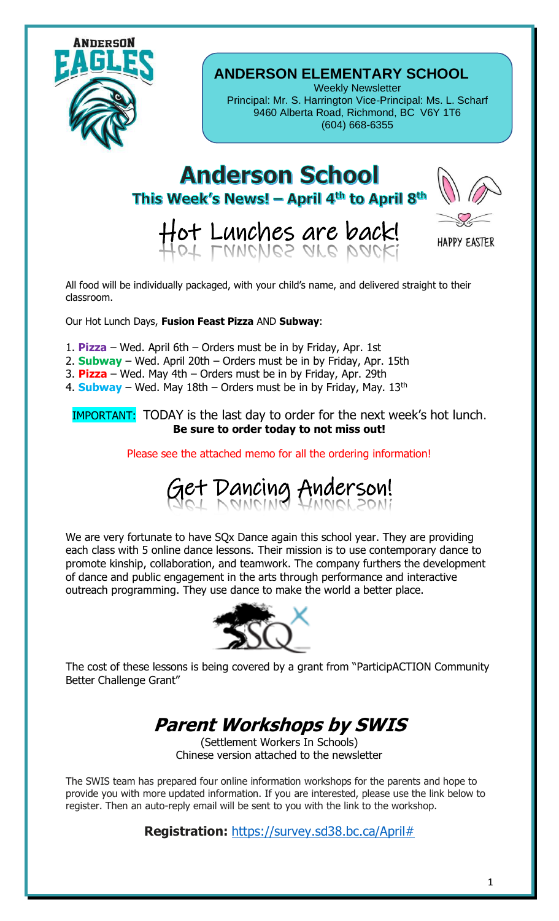**ANDERSON**
**EAGLES**

## ANDERSON ELEMENTARY SCHOOL

Weekly Newsletter
Principal: Mr. S. Harrington Vice-Principal: Ms. L. Scharf
9460 Alberta Road, Richmond, BC V6Y 1T6
(604) 668-6355

# Anderson School

**This Week's News! – April 4th to April 8th**

HAPPY EASTER

## Hot Lunches are back!

All food will be individually packaged, with your child's name, and delivered straight to their classroom.

Our Hot Lunch Days, **Fusion Feast Pizza** AND **Subway**:

1. **Pizza** – Wed. April 6th – Orders must be in by Friday, Apr. 1st
2. **Subway** – Wed. April 20th – Orders must be in by Friday, Apr. 15th
3. **Pizza** – Wed. May 4th – Orders must be in by Friday, Apr. 29th
4. **Subway** – Wed. May 18th – Orders must be in by Friday, May. 13th

IMPORTANT: TODAY is the last day to order for the next week's hot lunch.
**Be sure to order today to not miss out!**

Please see the attached memo for all the ordering information!

## Get Dancing Anderson!

We are very fortunate to have SQx Dance again this school year. They are providing each class with 5 online dance lessons. Their mission is to use contemporary dance to promote kinship, collaboration, and teamwork. The company furthers the development of dance and public engagement in the arts through performance and interactive outreach programming. They use dance to make the world a better place.

The cost of these lessons is being covered by a grant from "ParticipACTION Community Better Challenge Grant"

## *Parent Workshops by SWIS*

(Settlement Workers In Schools)
Chinese version attached to the newsletter

The SWIS team has prepared four online information workshops for the parents and hope to provide you with more updated information. If you are interested, please use the link below to register. Then an auto-reply email will be sent to you with the link to the workshop.

**Registration:** https://survey.sd38.bc.ca/April#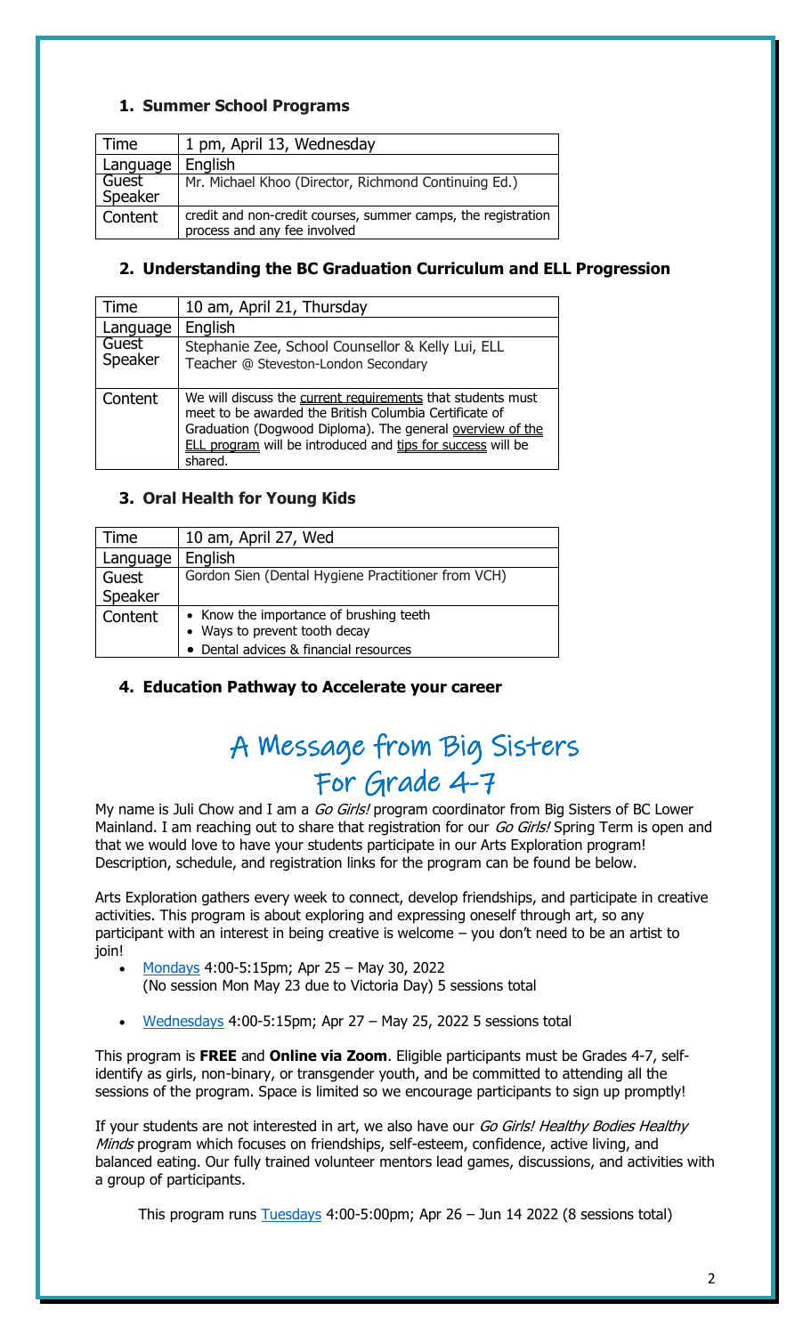### 1. Summer School Programs

| | |
|---|---|
| Time | 1 pm, April 13, Wednesday |
| Language | English |
| Guest Speaker | Mr. Michael Khoo (Director, Richmond Continuing Ed.) |
| Content | credit and non-credit courses, summer camps, the registration process and any fee involved |

### 2. Understanding the BC Graduation Curriculum and ELL Progression

| | |
|---|---|
| Time | 10 am, April 21, Thursday |
| Language | English |
| Guest Speaker | Stephanie Zee, School Counsellor & Kelly Lui, ELL Teacher @ Steveston-London Secondary |
| Content | We will discuss the current requirements that students must meet to be awarded the British Columbia Certificate of Graduation (Dogwood Diploma). The general overview of the ELL program will be introduced and tips for success will be shared. |

### 3. Oral Health for Young Kids

| | |
|---|---|
| Time | 10 am, April 27, Wed |
| Language | English |
| Guest Speaker | Gordon Sien (Dental Hygiene Practitioner from VCH) |
| Content | • Know the importance of brushing teeth<br>• Ways to prevent tooth decay<br>• Dental advices & financial resources |

### 4. Education Pathway to Accelerate your career

## A Message from Big Sisters For Grade 4-7

My name is Juli Chow and I am a *Go Girls!* program coordinator from Big Sisters of BC Lower Mainland. I am reaching out to share that registration for our *Go Girls!* Spring Term is open and that we would love to have your students participate in our Arts Exploration program! Description, schedule, and registration links for the program can be found be below.

Arts Exploration gathers every week to connect, develop friendships, and participate in creative activities. This program is about exploring and expressing oneself through art, so any participant with an interest in being creative is welcome – you don't need to be an artist to join!

- Mondays 4:00-5:15pm; Apr 25 – May 30, 2022
  (No session Mon May 23 due to Victoria Day) 5 sessions total
- Wednesdays 4:00-5:15pm; Apr 27 – May 25, 2022 5 sessions total

This program is **FREE** and **Online via Zoom**. Eligible participants must be Grades 4-7, self-identify as girls, non-binary, or transgender youth, and be committed to attending all the sessions of the program. Space is limited so we encourage participants to sign up promptly!

If your students are not interested in art, we also have our *Go Girls! Healthy Bodies Healthy Minds* program which focuses on friendships, self-esteem, confidence, active living, and balanced eating. Our fully trained volunteer mentors lead games, discussions, and activities with a group of participants.

This program runs Tuesdays 4:00-5:00pm; Apr 26 – Jun 14 2022 (8 sessions total)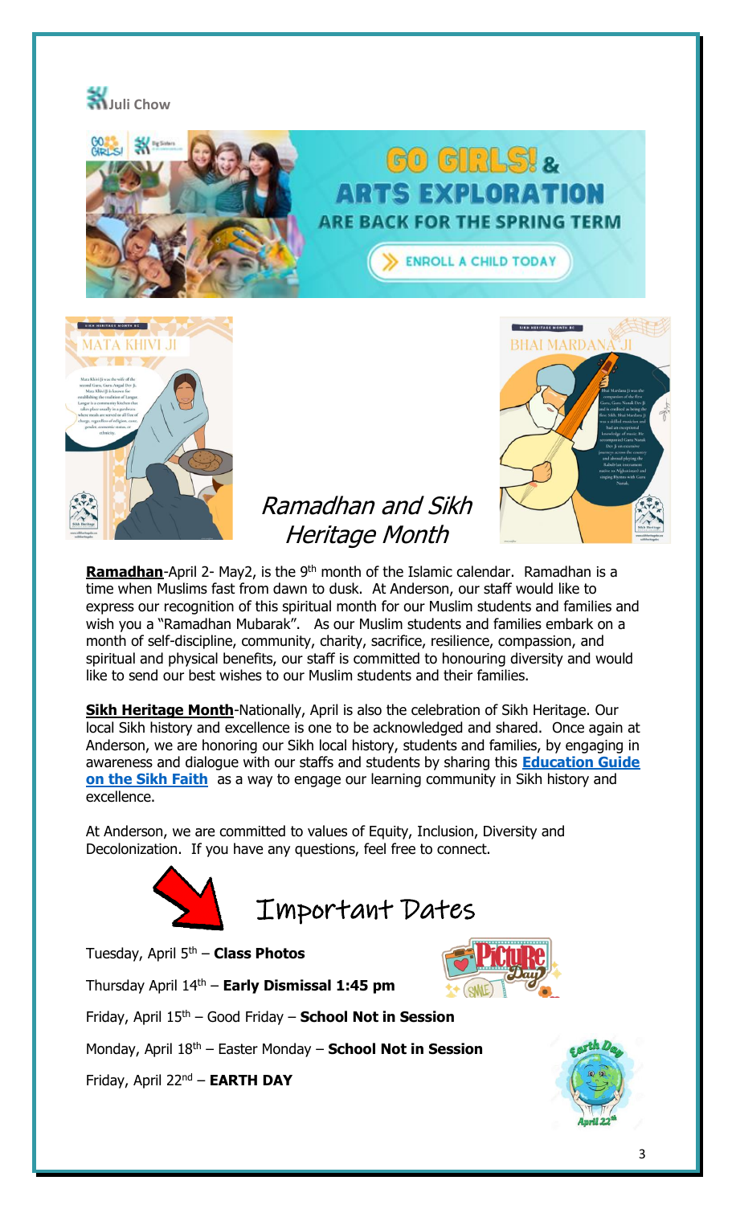Juli Chow

# GO GIRLS! & ARTS EXPLORATION

ARE BACK FOR THE SPRING TERM

ENROLL A CHILD TODAY

## *Ramadhan and Sikh Heritage Month*

**Ramadhan**-April 2- May2, is the 9th month of the Islamic calendar. Ramadhan is a time when Muslims fast from dawn to dusk. At Anderson, our staff would like to express our recognition of this spiritual month for our Muslim students and families and wish you a "Ramadhan Mubarak". As our Muslim students and families embark on a month of self-discipline, community, charity, sacrifice, resilience, compassion, and spiritual and physical benefits, our staff is committed to honouring diversity and would like to send our best wishes to our Muslim students and their families.

**Sikh Heritage Month**-Nationally, April is also the celebration of Sikh Heritage. Our local Sikh history and excellence is one to be acknowledged and shared. Once again at Anderson, we are honoring our Sikh local history, students and families, by engaging in awareness and dialogue with our staffs and students by sharing this **Education Guide on the Sikh Faith** as a way to engage our learning community in Sikh history and excellence.

At Anderson, we are committed to values of Equity, Inclusion, Diversity and Decolonization. If you have any questions, feel free to connect.

## Important Dates

Tuesday, April 5th – **Class Photos**

Thursday April 14th – **Early Dismissal 1:45 pm**

Friday, April 15th – Good Friday – **School Not in Session**

Monday, April 18th – Easter Monday – **School Not in Session**

Friday, April 22nd – **EARTH DAY**